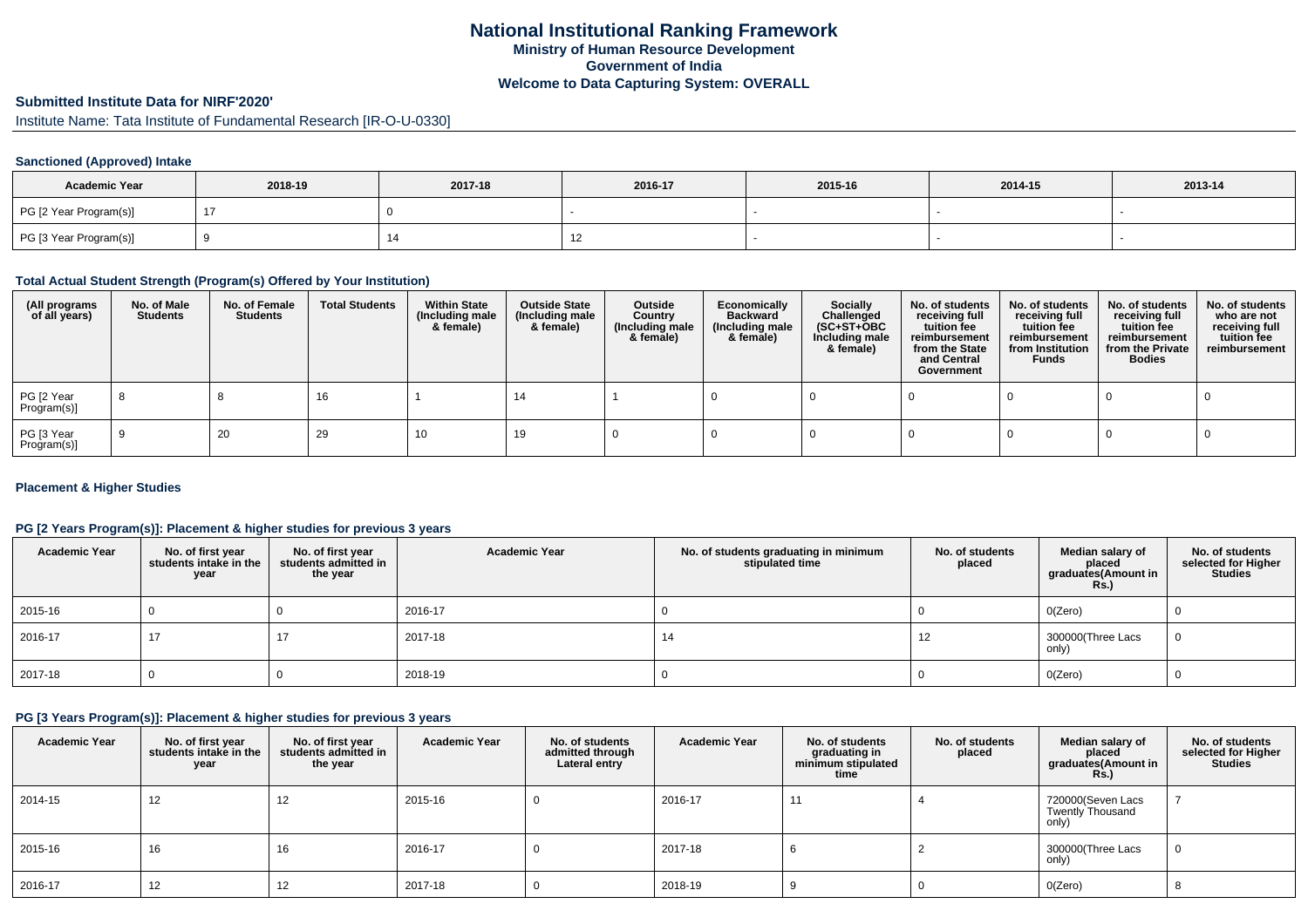# National Institutional Ranking Framework
## Ministry of Human Resource Development
## Government of India
## Welcome to Data Capturing System: OVERALL

### Submitted Institute Data for NIRF'2020'

Institute Name: Tata Institute of Fundamental Research [IR-O-U-0330]

#### Sanctioned (Approved) Intake

| Academic Year | 2018-19 | 2017-18 | 2016-17 | 2015-16 | 2014-15 | 2013-14 |
|---|---|---|---|---|---|---|
| PG [2 Year Program(s)] | 17 | 0 | - | - | - | - |
| PG [3 Year Program(s)] | 9 | 14 | 12 | - | - | - |

#### Total Actual Student Strength (Program(s) Offered by Your Institution)

| (All programs of all years) | No. of Male Students | No. of Female Students | Total Students | Within State (Including male & female) | Outside State (Including male & female) | Outside Country (Including male & female) | Economically Backward (Including male & female) | Socially Challenged (SC+ST+OBC Including male & female) | No. of students receiving full tuition fee reimbursement from the State and Central Government | No. of students receiving full tuition fee reimbursement from Institution Funds | No. of students receiving full tuition fee reimbursement from the Private Bodies | No. of students who are not receiving full tuition fee reimbursement |
|---|---|---|---|---|---|---|---|---|---|---|---|---|
| PG [2 Year Program(s)] | 8 | 8 | 16 | 1 | 14 | 1 | 0 | 0 | 0 | 0 | 0 | 0 |
| PG [3 Year Program(s)] | 9 | 20 | 29 | 10 | 19 | 0 | 0 | 0 | 0 | 0 | 0 | 0 |

#### Placement & Higher Studies

#### PG [2 Years Program(s)]: Placement & higher studies for previous 3 years

| Academic Year | No. of first year students intake in the year | No. of first year students admitted in the year | Academic Year | No. of students graduating in minimum stipulated time | No. of students placed | Median salary of placed graduates(Amount in Rs.) | No. of students selected for Higher Studies |
|---|---|---|---|---|---|---|---|
| 2015-16 | 0 | 0 | 2016-17 | 0 | 0 | 0(Zero) | 0 |
| 2016-17 | 17 | 17 | 2017-18 | 14 | 12 | 300000(Three Lacs only) | 0 |
| 2017-18 | 0 | 0 | 2018-19 | 0 | 0 | 0(Zero) | 0 |

#### PG [3 Years Program(s)]: Placement & higher studies for previous 3 years

| Academic Year | No. of first year students intake in the year | No. of first year students admitted in the year | Academic Year | No. of students admitted through Lateral entry | Academic Year | No. of students graduating in minimum stipulated time | No. of students placed | Median salary of placed graduates(Amount in Rs.) | No. of students selected for Higher Studies |
|---|---|---|---|---|---|---|---|---|---|
| 2014-15 | 12 | 12 | 2015-16 | 0 | 2016-17 | 11 | 4 | 720000(Seven Lacs Twently Thousand only) | 7 |
| 2015-16 | 16 | 16 | 2016-17 | 0 | 2017-18 | 6 | 2 | 300000(Three Lacs only) | 0 |
| 2016-17 | 12 | 12 | 2017-18 | 0 | 2018-19 | 9 | 0 | 0(Zero) | 8 |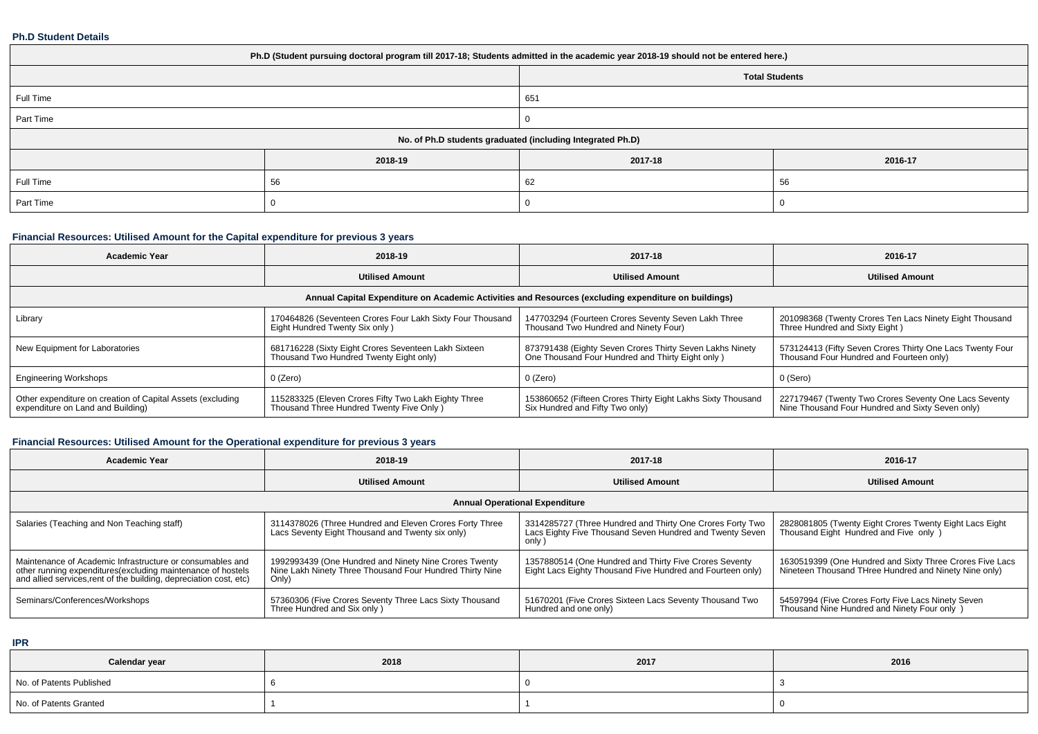**Ph.D Student Details**

| Ph.D (Student pursuing doctoral program till 2017-18; Students admitted in the academic year 2018-19 should not be entered here.) | | | |
|---|---|---|---|
| | | Total Students | |
| Full Time | | 651 | |
| Part Time | | 0 | |
| No. of Ph.D students graduated (including Integrated Ph.D) | | | |
| | 2018-19 | 2017-18 | 2016-17 |
| Full Time | 56 | 62 | 56 |
| Part Time | 0 | 0 | 0 |

**Financial Resources: Utilised Amount for the Capital expenditure for previous 3 years**

| Academic Year | 2018-19 | 2017-18 | 2016-17 |
|---|---|---|---|
| | Utilised Amount | Utilised Amount | Utilised Amount |
| Annual Capital Expenditure on Academic Activities and Resources (excluding expenditure on buildings) | | | |
| Library | 170464826 (Seventeen Crores Four Lakh Sixty Four Thousand Eight Hundred Twenty Six only ) | 147703294 (Fourteen Crores Seventy Seven Lakh Three Thousand Two Hundred and Ninety Four) | 201098368 (Twenty Crores Ten Lacs Ninety Eight Thousand Three Hundred and Sixty Eight ) |
| New Equipment for Laboratories | 681716228 (Sixty Eight Crores Seventeen Lakh Sixteen Thousand Two Hundred Twenty Eight only) | 873791438 (Eighty Seven Crores Thirty Seven Lakhs Ninety One Thousand Four Hundred and Thirty Eight only ) | 573124413 (Fifty Seven Crores Thirty One Lacs Twenty Four Thousand Four Hundred and Fourteen only) |
| Engineering Workshops | 0 (Zero) | 0 (Zero) | 0 (Sero) |
| Other expenditure on creation of Capital Assets (excluding expenditure on Land and Building) | 115283325 (Eleven Crores Fifty Two Lakh Eighty Three Thousand Three Hundred Twenty Five Only ) | 153860652 (Fifteen Crores Thirty Eight Lakhs Sixty Thousand Six Hundred and Fifty Two only) | 227179467 (Twenty Two Crores Seventy One Lacs Seventy Nine Thousand Four Hundred and Sixty Seven only) |

**Financial Resources: Utilised Amount for the Operational expenditure for previous 3 years**

| Academic Year | 2018-19 | 2017-18 | 2016-17 |
|---|---|---|---|
| | Utilised Amount | Utilised Amount | Utilised Amount |
| Annual Operational Expenditure | | | |
| Salaries (Teaching and Non Teaching staff) | 3114378026 (Three Hundred and Eleven Crores Forty Three Lacs Seventy Eight Thousand and Twenty six only) | 3314285727 (Three Hundred and Thirty One Crores Forty Two Lacs Eighty Five Thousand Seven Hundred and Twenty Seven only ) | 2828081805 (Twenty Eight Crores Twenty Eight Lacs Eight Thousand Eight Hundred and Five only ) |
| Maintenance of Academic Infrastructure or consumables and other running expenditures(excluding maintenance of hostels and allied services,rent of the building, depreciation cost, etc) | 1992993439 (One Hundred and Ninety Nine Crores Twenty Nine Lakh Ninety Three Thousand Four Hundred Thirty Nine Only) | 1357880514 (One Hundred and Thirty Five Crores Seventy Eight Lacs Eighty Thousand Five Hundred and Fourteen only) | 1630519399 (One Hundred and Sixty Three Crores Five Lacs Nineteen Thousand THree Hundred and Ninety Nine only) |
| Seminars/Conferences/Workshops | 57360306 (Five Crores Seventy Three Lacs Sixty Thousand Three Hundred and Six only ) | 51670201 (Five Crores Sixteen Lacs Seventy Thousand Two Hundred and one only) | 54597994 (Five Crores Forty Five Lacs Ninety Seven Thousand Nine Hundred and Ninety Four only ) |

**IPR**

| Calendar year | 2018 | 2017 | 2016 |
|---|---|---|---|
| No. of Patents Published | 6 | 0 | 3 |
| No. of Patents Granted | 1 | 1 | 0 |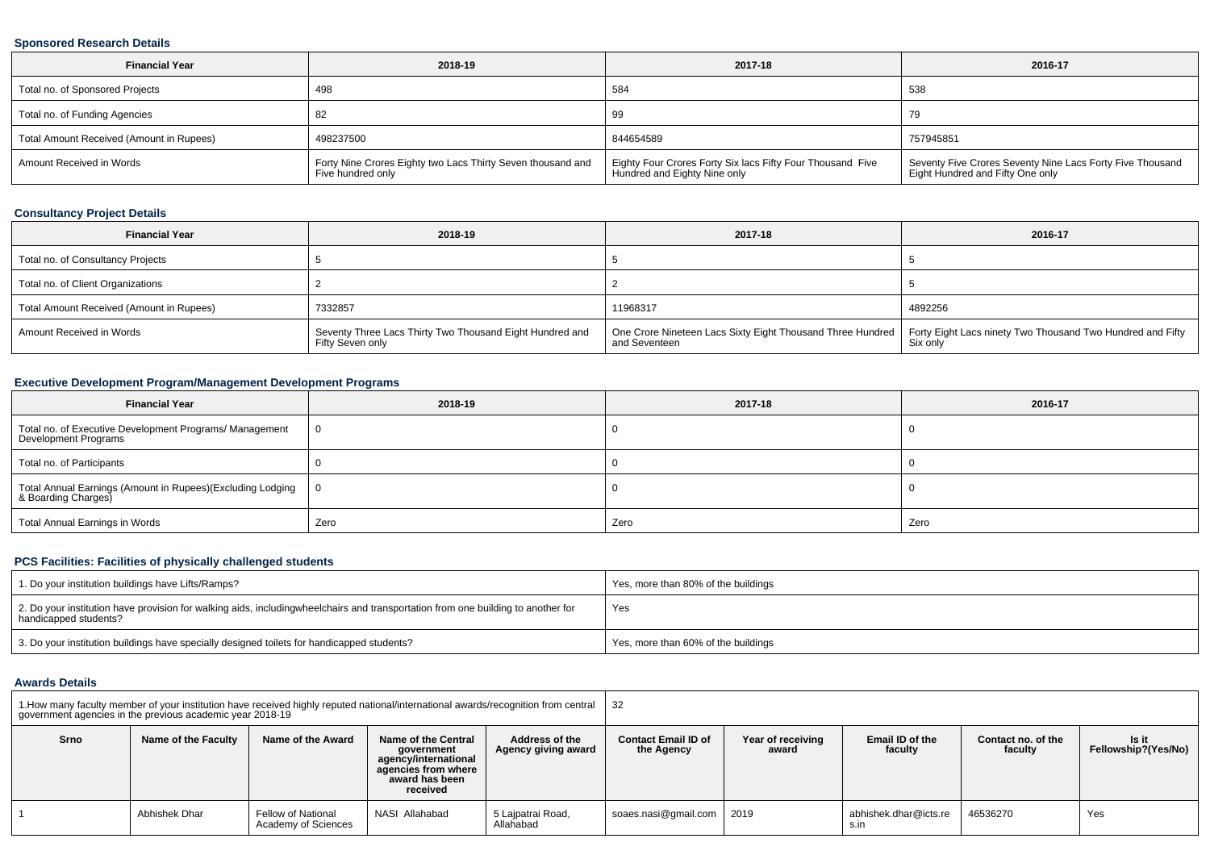### Sponsored Research Details

| Financial Year | 2018-19 | 2017-18 | 2016-17 |
|---|---|---|---|
| Total no. of Sponsored Projects | 498 | 584 | 538 |
| Total no. of Funding Agencies | 82 | 99 | 79 |
| Total Amount Received (Amount in Rupees) | 498237500 | 844654589 | 757945851 |
| Amount Received in Words | Forty Nine Crores Eighty two Lacs Thirty Seven thousand and Five hundred only | Eighty Four Crores Forty Six lacs Fifty Four Thousand Five Hundred and Eighty Nine only | Seventy Five Crores Seventy Nine Lacs Forty Five Thousand Eight Hundred and Fifty One only |

### Consultancy Project Details

| Financial Year | 2018-19 | 2017-18 | 2016-17 |
|---|---|---|---|
| Total no. of Consultancy Projects | 5 | 5 | 5 |
| Total no. of Client Organizations | 2 | 2 | 5 |
| Total Amount Received (Amount in Rupees) | 7332857 | 11968317 | 4892256 |
| Amount Received in Words | Seventy Three Lacs Thirty Two Thousand Eight Hundred and Fifty Seven only | One Crore Nineteen Lacs Sixty Eight Thousand Three Hundred and Seventeen | Forty Eight Lacs ninety Two Thousand Two Hundred and Fifty Six only |

### Executive Development Program/Management Development Programs

| Financial Year | 2018-19 | 2017-18 | 2016-17 |
|---|---|---|---|
| Total no. of Executive Development Programs/ Management Development Programs | 0 | 0 | 0 |
| Total no. of Participants | 0 | 0 | 0 |
| Total Annual Earnings (Amount in Rupees)(Excluding Lodging & Boarding Charges) | 0 | 0 | 0 |
| Total Annual Earnings in Words | Zero | Zero | Zero |

### PCS Facilities: Facilities of physically challenged students

| | |
|---|---|
| 1. Do your institution buildings have Lifts/Ramps? | Yes, more than 80% of the buildings |
| 2. Do your institution have provision for walking aids, includingwheelchairs and transportation from one building to another for handicapped students? | Yes |
| 3. Do your institution buildings have specially designed toilets for handicapped students? | Yes, more than 60% of the buildings |

### Awards Details

1.How many faculty member of your institution have received highly reputed national/international awards/recognition from central government agencies in the previous academic year 2018-19: 32

| Srno | Name of the Faculty | Name of the Award | Name of the Central government agency/international agencies from where award has been received | Address of the Agency giving award | Contact Email ID of the Agency | Year of receiving award | Email ID of the faculty | Contact no. of the faculty | Is it Fellowship?(Yes/No) |
|---|---|---|---|---|---|---|---|---|---|
| 1 | Abhishek Dhar | Fellow of National Academy of Sciences | NASI Allahabad | 5 Lajpatrai Road, Allahabad | soaes.nasi@gmail.com | 2019 | abhishek.dhar@icts.res.in | 46536270 | Yes |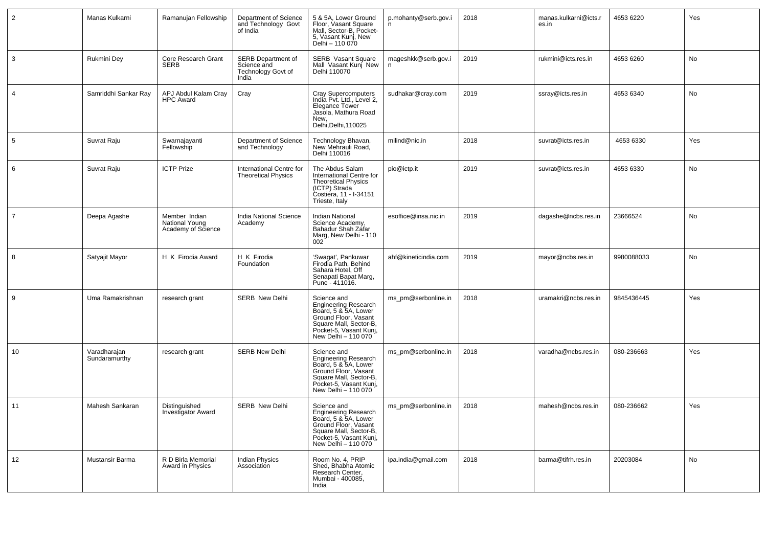| 2 | Manas Kulkarni | Ramanujan Fellowship | Department of Science and Technology Govt of India | 5 & 5A, Lower Ground Floor, Vasant Square Mall, Sector-B, Pocket-5, Vasant Kunj, New Delhi – 110 070 | p.mohanty@serb.gov.in | 2018 | manas.kulkarni@icts.res.in | 4653 6220 | Yes |
|---|---|---|---|---|---|---|---|---|---|
| 3 | Rukmini Dey | Core Research Grant SERB | SERB Department of Science and Technology Govt of India | SERB Vasant Square Mall Vasant Kunj New Delhi 110070 | mageshkk@serb.gov.in | 2019 | rukmini@icts.res.in | 4653 6260 | No |
| 4 | Samriddhi Sankar Ray | APJ Abdul Kalam Cray HPC Award | Cray | Cray Supercomputers India Pvt. Ltd., Level 2, Elegance Tower Jasola, Mathura Road New, Delhi,Delhi,110025 | sudhakar@cray.com | 2019 | ssray@icts.res.in | 4653 6340 | No |
| 5 | Suvrat Raju | Swarnajayanti Fellowship | Department of Science and Technology | Technology Bhavan, New Mehrauli Road, Delhi 110016 | milind@nic.in | 2018 | suvrat@icts.res.in | 4653 6330 | Yes |
| 6 | Suvrat Raju | ICTP Prize | International Centre for Theoretical Physics | The Abdus Salam International Centre for Theoretical Physics (ICTP) Strada Costiera, 11 - I-34151 Trieste, Italy | pio@ictp.it | 2019 | suvrat@icts.res.in | 4653 6330 | No |
| 7 | Deepa Agashe | Member Indian National Young Academy of Science | India National Science Academy | Indian National Science Academy, Bahadur Shah Zafar Marg, New Delhi - 110 002 | esoffice@insa.nic.in | 2019 | dagashe@ncbs.res.in | 23666524 | No |
| 8 | Satyajit Mayor | H K Firodia Award | H K Firodia Foundation | 'Swagat', Pankuwar Firodia Path, Behind Sahara Hotel, Off Senapati Bapat Marg, Pune - 411016. | ahf@kineticindia.com | 2019 | mayor@ncbs.res.in | 9980088033 | No |
| 9 | Uma Ramakrishnan | research grant | SERB New Delhi | Science and Engineering Research Board, 5 & 5A, Lower Ground Floor, Vasant Square Mall, Sector-B, Pocket-5, Vasant Kunj, New Delhi – 110 070 | ms_pm@serbonline.in | 2018 | uramakri@ncbs.res.in | 9845436445 | Yes |
| 10 | Varadharajan Sundaramurthy | research grant | SERB New Delhi | Science and Engineering Research Board, 5 & 5A, Lower Ground Floor, Vasant Square Mall, Sector-B, Pocket-5, Vasant Kunj, New Delhi – 110 070 | ms_pm@serbonline.in | 2018 | varadha@ncbs.res.in | 080-236663 | Yes |
| 11 | Mahesh Sankaran | Distinguished Investigator Award | SERB New Delhi | Science and Engineering Research Board, 5 & 5A, Lower Ground Floor, Vasant Square Mall, Sector-B, Pocket-5, Vasant Kunj, New Delhi – 110 070 | ms_pm@serbonline.in | 2018 | mahesh@ncbs.res.in | 080-236662 | Yes |
| 12 | Mustansir Barma | R D Birla Memorial Award in Physics | Indian Physics Association | Room No. 4, PRIP Shed, Bhabha Atomic Research Center, Mumbai - 400085, India | ipa.india@gmail.com | 2018 | barma@tifrh.res.in | 20203084 | No |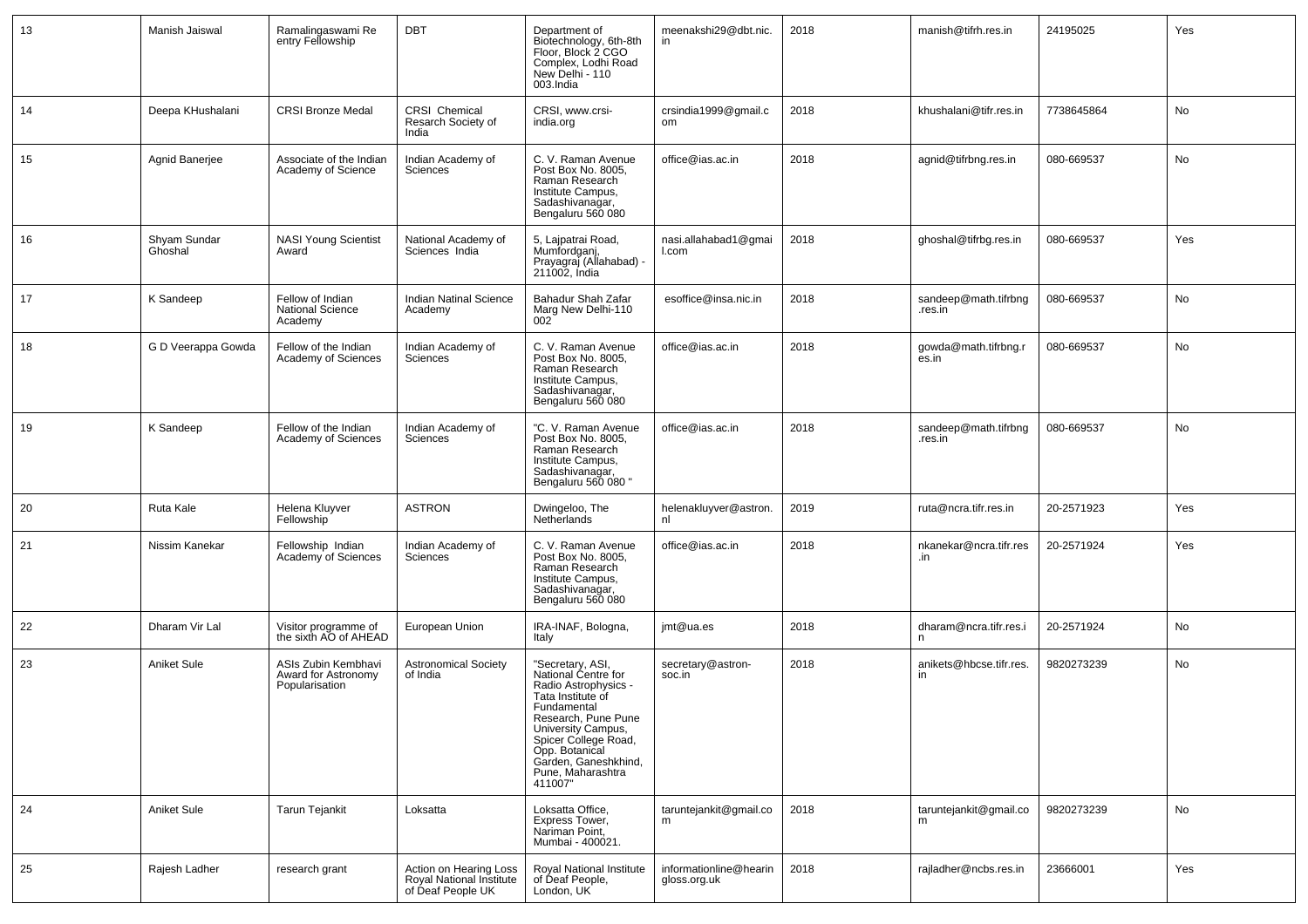| 13 | Manish Jaiswal | Ramalingaswami Re entry Fellowship | DBT | Department of Biotechnology, 6th-8th Floor, Block 2 CGO Complex, Lodhi Road New Delhi - 110 003.India | meenakshi29@dbt.nic.in | 2018 | manish@tifrh.res.in | 24195025 | Yes |
|---|---|---|---|---|---|---|---|---|---|
| 14 | Deepa KHushalani | CRSI Bronze Medal | CRSI Chemical Resarch Society of India | CRSI, www.crsi-india.org | crsindia1999@gmail.com | 2018 | khushalani@tifr.res.in | 7738645864 | No |
| 15 | Agnid Banerjee | Associate of the Indian Academy of Science | Indian Academy of Sciences | C. V. Raman Avenue Post Box No. 8005, Raman Research Institute Campus, Sadashivanagar, Bengaluru 560 080 | office@ias.ac.in | 2018 | agnid@tifrbng.res.in | 080-669537 | No |
| 16 | Shyam Sundar Ghoshal | NASI Young Scientist Award | National Academy of Sciences India | 5, Lajpatrai Road, Mumfordganj, Prayagraj (Allahabad) - 211002, India | nasi.allahabad1@gmail.com | 2018 | ghoshal@tifrbg.res.in | 080-669537 | Yes |
| 17 | K Sandeep | Fellow of Indian National Science Academy | Indian Natinal Science Academy | Bahadur Shah Zafar Marg New Delhi-110 002 | esoffice@insa.nic.in | 2018 | sandeep@math.tifrbng.res.in | 080-669537 | No |
| 18 | G D Veerappa Gowda | Fellow of the Indian Academy of Sciences | Indian Academy of Sciences | C. V. Raman Avenue Post Box No. 8005, Raman Research Institute Campus, Sadashivanagar, Bengaluru 560 080 | office@ias.ac.in | 2018 | gowda@math.tifrbng.res.in | 080-669537 | No |
| 19 | K Sandeep | Fellow of the Indian Academy of Sciences | Indian Academy of Sciences | "C. V. Raman Avenue Post Box No. 8005, Raman Research Institute Campus, Sadashivanagar, Bengaluru 560 080 " | office@ias.ac.in | 2018 | sandeep@math.tifrbng.res.in | 080-669537 | No |
| 20 | Ruta Kale | Helena Kluyver Fellowship | ASTRON | Dwingeloo, The Netherlands | helenakluyver@astron.nl | 2019 | ruta@ncra.tifr.res.in | 20-2571923 | Yes |
| 21 | Nissim Kanekar | Fellowship Indian Academy of Sciences | Indian Academy of Sciences | C. V. Raman Avenue Post Box No. 8005, Raman Research Institute Campus, Sadashivanagar, Bengaluru 560 080 | office@ias.ac.in | 2018 | nkanekar@ncra.tifr.res.in | 20-2571924 | Yes |
| 22 | Dharam Vir Lal | Visitor programme of the sixth AO of AHEAD | European Union | IRA-INAF, Bologna, Italy | jmt@ua.es | 2018 | dharam@ncra.tifr.res.in | 20-2571924 | No |
| 23 | Aniket Sule | ASIs Zubin Kembhavi Award for Astronomy Popularisation | Astronomical Society of India | "Secretary, ASI, National Centre for Radio Astrophysics - Tata Institute of Fundamental Research, Pune Pune University Campus, Spicer College Road, Opp. Botanical Garden, Ganeshkhind, Pune, Maharashtra 411007" | secretary@astron-soc.in | 2018 | anikets@hbcse.tifr.res.in | 9820273239 | No |
| 24 | Aniket Sule | Tarun Tejankit | Loksatta | Loksatta Office, Express Tower, Nariman Point, Mumbai - 400021. | taruntejankit@gmail.com | 2018 | taruntejankit@gmail.com | 9820273239 | No |
| 25 | Rajesh Ladher | research grant | Action on Hearing Loss Royal National Institute of Deaf People UK | Royal National Institute of Deaf People, London, UK | informationline@hearingloss.org.uk | 2018 | rajladher@ncbs.res.in | 23666001 | Yes |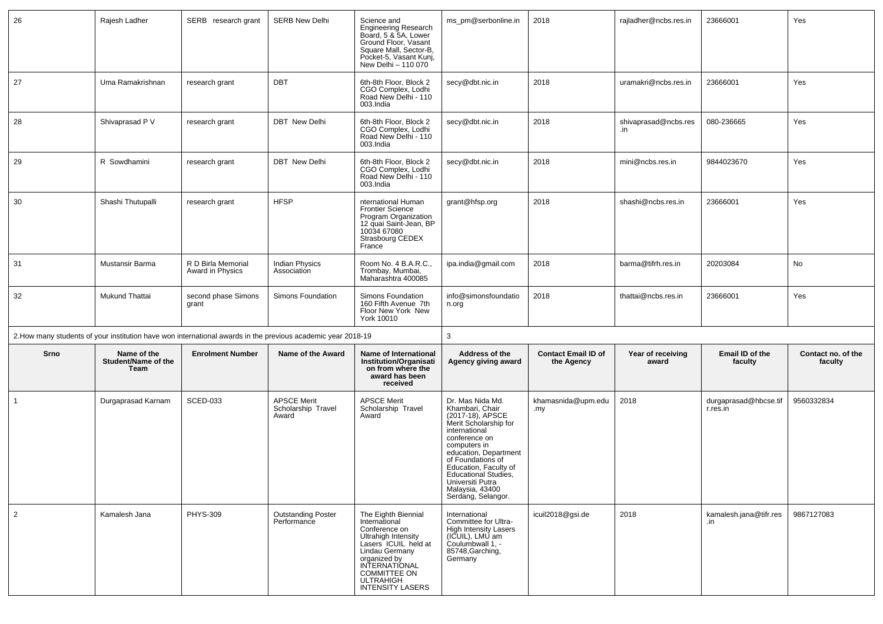| 26 | Rajesh Ladher | SERB research grant | SERB New Delhi | Science and Engineering Research Board, 5 & 5A, Lower Ground Floor, Vasant Square Mall, Sector-B, Pocket-5, Vasant Kunj, New Delhi – 110 070 | ms_pm@serbonline.in | 2018 | rajladher@ncbs.res.in | 23666001 | Yes |
|---|---|---|---|---|---|---|---|---|---|
| 27 | Uma Ramakrishnan | research grant | DBT | 6th-8th Floor, Block 2 CGO Complex, Lodhi Road New Delhi - 110 003.India | secy@dbt.nic.in | 2018 | uramakri@ncbs.res.in | 23666001 | Yes |
| 28 | Shivaprasad P V | research grant | DBT New Delhi | 6th-8th Floor, Block 2 CGO Complex, Lodhi Road New Delhi - 110 003.India | secy@dbt.nic.in | 2018 | shivaprasad@ncbs.res.in | 080-236665 | Yes |
| 29 | R Sowdhamini | research grant | DBT New Delhi | 6th-8th Floor, Block 2 CGO Complex, Lodhi Road New Delhi - 110 003.India | secy@dbt.nic.in | 2018 | mini@ncbs.res.in | 9844023670 | Yes |
| 30 | Shashi Thutupalli | research grant | HFSP | nternational Human Frontier Science Program Organization 12 quai Saint-Jean, BP 10034 67080 Strasbourg CEDEX France | grant@hfsp.org | 2018 | shashi@ncbs.res.in | 23666001 | Yes |
| 31 | Mustansir Barma | R D Birla Memorial Award in Physics | Indian Physics Association | Room No. 4 B.A.R.C., Trombay, Mumbai, Maharashtra 400085 | ipa.india@gmail.com | 2018 | barma@tifrh.res.in | 20203084 | No |
| 32 | Mukund Thattai | second phase Simons grant | Simons Foundation | Simons Foundation 160 Fifth Avenue 7th Floor New York New York 10010 | info@simonsfoundation.org | 2018 | thattai@ncbs.res.in | 23666001 | Yes |

2.How many students of your institution have won international awards in the previous academic year 2018-19: 3

| Srno | Name of the Student/Name of the Team | Enrolment Number | Name of the Award | Name of International Institution/Organisation from where the award has been received | Address of the Agency giving award | Contact Email ID of the Agency | Year of receiving award | Email ID of the faculty | Contact no. of the faculty |
|---|---|---|---|---|---|---|---|---|---|
| 1 | Durgaprasad Karnam | SCED-033 | APSCE Merit Scholarship Travel Award | APSCE Merit Scholarship Travel Award | Dr. Mas Nida Md. Khambari, Chair (2017-18), APSCE Merit Scholarship for international conference on computers in education, Department of Foundations of Education, Faculty of Educational Studies, Universiti Putra Malaysia, 43400 Serdang, Selangor. | khamasnida@upm.edu.my | 2018 | durgaprasad@hbcse.tifr.res.in | 9560332834 |
| 2 | Kamalesh Jana | PHYS-309 | Outstanding Poster Performance | The Eighth Biennial International Conference on Ultrahigh Intensity Lasers ICUIL held at Lindau Germany organized by INTERNATIONAL COMMITTEE ON ULTRAHIGH INTENSITY LASERS | International Committee for Ultra-High Intensity Lasers (ICUIL), LMU am Coulumbwall 1, -85748,Garching, Germany | icuil2018@gsi.de | 2018 | kamalesh.jana@tifr.res.in | 9867127083 |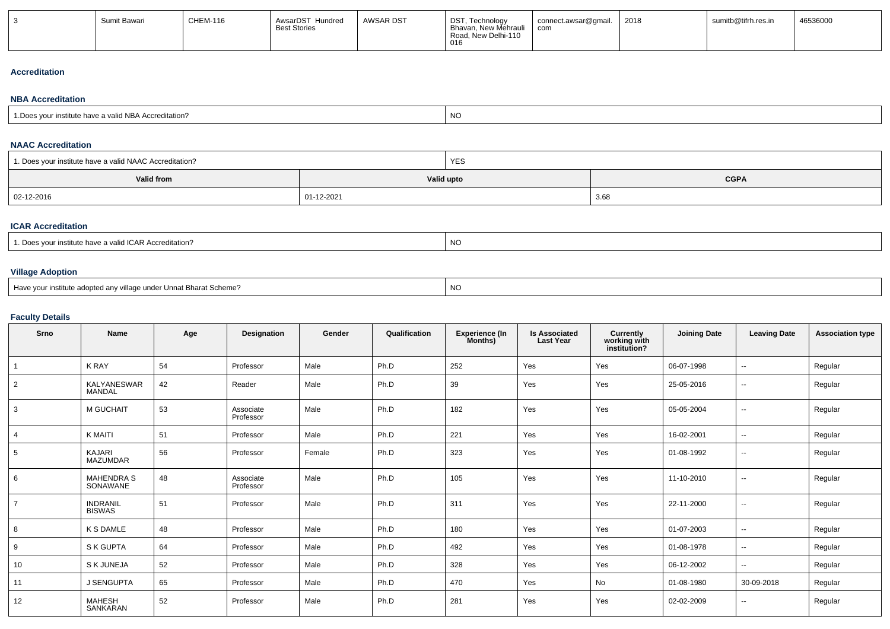| 3 | Sumit Bawari | CHEM-116 | AwsarDST Hundred Best Stories | AWSAR DST | DST, Technology Bhavan, New Mehrauli Road, New Delhi-110 016 | connect.awsar@gmail.com | 2018 | sumitb@tifrh.res.in | 46536000 |
|---|---|---|---|---|---|---|---|---|---|

### Accreditation

#### NBA Accreditation

| 1.Does your institute have a valid NBA Accreditation? | NO |
|---|---|

#### NAAC Accreditation

| 1. Does your institute have a valid NAAC Accreditation? | YES | |
|---|---|---|
| **Valid from** | **Valid upto** | **CGPA** |
| 02-12-2016 | 01-12-2021 | 3.68 |

#### ICAR Accreditation

| 1. Does your institute have a valid ICAR Accreditation? | NO |
|---|---|

#### Village Adoption

| Have your institute adopted any village under Unnat Bharat Scheme? | NO |
|---|---|

#### Faculty Details

| Srno | Name | Age | Designation | Gender | Qualification | Experience (In Months) | Is Associated Last Year | Currently working with institution? | Joining Date | Leaving Date | Association type |
|---|---|---|---|---|---|---|---|---|---|---|---|
| 1 | K RAY | 54 | Professor | Male | Ph.D | 252 | Yes | Yes | 06-07-1998 | -- | Regular |
| 2 | KALYANESWAR MANDAL | 42 | Reader | Male | Ph.D | 39 | Yes | Yes | 25-05-2016 | -- | Regular |
| 3 | M GUCHAIT | 53 | Associate Professor | Male | Ph.D | 182 | Yes | Yes | 05-05-2004 | -- | Regular |
| 4 | K MAITI | 51 | Professor | Male | Ph.D | 221 | Yes | Yes | 16-02-2001 | -- | Regular |
| 5 | KAJARI MAZUMDAR | 56 | Professor | Female | Ph.D | 323 | Yes | Yes | 01-08-1992 | -- | Regular |
| 6 | MAHENDRA S SONAWANE | 48 | Associate Professor | Male | Ph.D | 105 | Yes | Yes | 11-10-2010 | -- | Regular |
| 7 | INDRANIL BISWAS | 51 | Professor | Male | Ph.D | 311 | Yes | Yes | 22-11-2000 | -- | Regular |
| 8 | K S DAMLE | 48 | Professor | Male | Ph.D | 180 | Yes | Yes | 01-07-2003 | -- | Regular |
| 9 | S K GUPTA | 64 | Professor | Male | Ph.D | 492 | Yes | Yes | 01-08-1978 | -- | Regular |
| 10 | S K JUNEJA | 52 | Professor | Male | Ph.D | 328 | Yes | Yes | 06-12-2002 | -- | Regular |
| 11 | J SENGUPTA | 65 | Professor | Male | Ph.D | 470 | Yes | No | 01-08-1980 | 30-09-2018 | Regular |
| 12 | MAHESH SANKARAN | 52 | Professor | Male | Ph.D | 281 | Yes | Yes | 02-02-2009 | -- | Regular |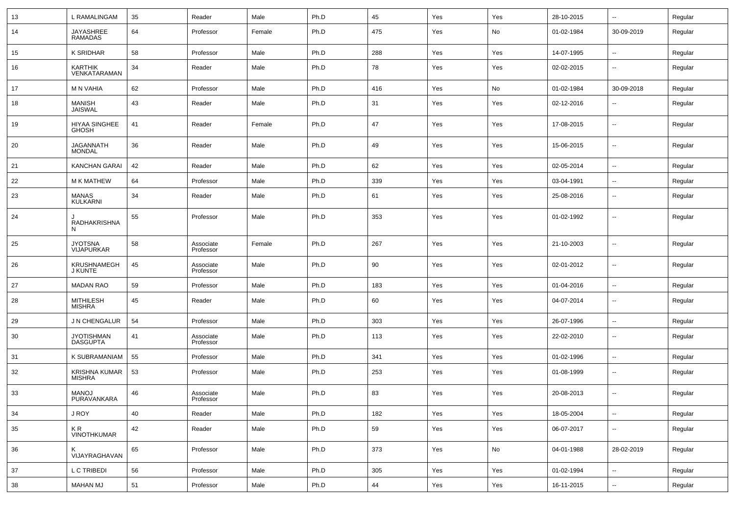| 13 | L RAMALINGAM | 35 | Reader | Male | Ph.D | 45 | Yes | Yes | 28-10-2015 | -- | Regular |
|---|---|---|---|---|---|---|---|---|---|---|---|
| 14 | JAYASHREE RAMADAS | 64 | Professor | Female | Ph.D | 475 | Yes | No | 01-02-1984 | 30-09-2019 | Regular |
| 15 | K SRIDHAR | 58 | Professor | Male | Ph.D | 288 | Yes | Yes | 14-07-1995 | -- | Regular |
| 16 | KARTHIK VENKATARAMAN | 34 | Reader | Male | Ph.D | 78 | Yes | Yes | 02-02-2015 | -- | Regular |
| 17 | M N VAHIA | 62 | Professor | Male | Ph.D | 416 | Yes | No | 01-02-1984 | 30-09-2018 | Regular |
| 18 | MANISH JAISWAL | 43 | Reader | Male | Ph.D | 31 | Yes | Yes | 02-12-2016 | -- | Regular |
| 19 | HIYAA SINGHEE GHOSH | 41 | Reader | Female | Ph.D | 47 | Yes | Yes | 17-08-2015 | -- | Regular |
| 20 | JAGANNATH MONDAL | 36 | Reader | Male | Ph.D | 49 | Yes | Yes | 15-06-2015 | -- | Regular |
| 21 | KANCHAN GARAI | 42 | Reader | Male | Ph.D | 62 | Yes | Yes | 02-05-2014 | -- | Regular |
| 22 | M K MATHEW | 64 | Professor | Male | Ph.D | 339 | Yes | Yes | 03-04-1991 | -- | Regular |
| 23 | MANAS KULKARNI | 34 | Reader | Male | Ph.D | 61 | Yes | Yes | 25-08-2016 | -- | Regular |
| 24 | J RADHAKRISHNAN | 55 | Professor | Male | Ph.D | 353 | Yes | Yes | 01-02-1992 | -- | Regular |
| 25 | JYOTSNA VIJAPURKAR | 58 | Associate Professor | Female | Ph.D | 267 | Yes | Yes | 21-10-2003 | -- | Regular |
| 26 | KRUSHNAMEGH J KUNTE | 45 | Associate Professor | Male | Ph.D | 90 | Yes | Yes | 02-01-2012 | -- | Regular |
| 27 | MADAN RAO | 59 | Professor | Male | Ph.D | 183 | Yes | Yes | 01-04-2016 | -- | Regular |
| 28 | MITHILESH MISHRA | 45 | Reader | Male | Ph.D | 60 | Yes | Yes | 04-07-2014 | -- | Regular |
| 29 | J N CHENGALUR | 54 | Professor | Male | Ph.D | 303 | Yes | Yes | 26-07-1996 | -- | Regular |
| 30 | JYOTISHMAN DASGUPTA | 41 | Associate Professor | Male | Ph.D | 113 | Yes | Yes | 22-02-2010 | -- | Regular |
| 31 | K SUBRAMANIAM | 55 | Professor | Male | Ph.D | 341 | Yes | Yes | 01-02-1996 | -- | Regular |
| 32 | KRISHNA KUMAR MISHRA | 53 | Professor | Male | Ph.D | 253 | Yes | Yes | 01-08-1999 | -- | Regular |
| 33 | MANOJ PURAVANKARA | 46 | Associate Professor | Male | Ph.D | 83 | Yes | Yes | 20-08-2013 | -- | Regular |
| 34 | J ROY | 40 | Reader | Male | Ph.D | 182 | Yes | Yes | 18-05-2004 | -- | Regular |
| 35 | K R VINOTHKUMAR | 42 | Reader | Male | Ph.D | 59 | Yes | Yes | 06-07-2017 | -- | Regular |
| 36 | K VIJAYRAGHAVAN | 65 | Professor | Male | Ph.D | 373 | Yes | No | 04-01-1988 | 28-02-2019 | Regular |
| 37 | L C TRIBEDI | 56 | Professor | Male | Ph.D | 305 | Yes | Yes | 01-02-1994 | -- | Regular |
| 38 | MAHAN MJ | 51 | Professor | Male | Ph.D | 44 | Yes | Yes | 16-11-2015 | -- | Regular |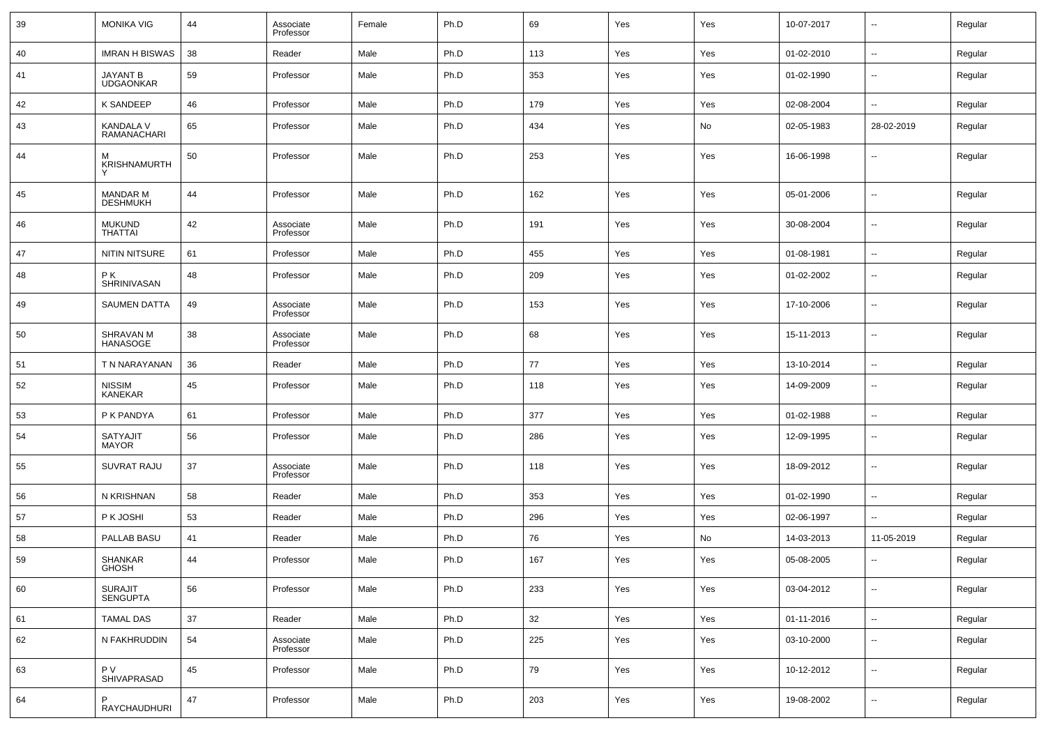| 39 | MONIKA VIG | 44 | Associate Professor | Female | Ph.D | 69 | Yes | Yes | 10-07-2017 | -- | Regular |
|---|---|---|---|---|---|---|---|---|---|---|---|
| 40 | IMRAN H BISWAS | 38 | Reader | Male | Ph.D | 113 | Yes | Yes | 01-02-2010 | -- | Regular |
| 41 | JAYANT B UDGAONKAR | 59 | Professor | Male | Ph.D | 353 | Yes | Yes | 01-02-1990 | -- | Regular |
| 42 | K SANDEEP | 46 | Professor | Male | Ph.D | 179 | Yes | Yes | 02-08-2004 | -- | Regular |
| 43 | KANDALA V RAMANACHARI | 65 | Professor | Male | Ph.D | 434 | Yes | No | 02-05-1983 | 28-02-2019 | Regular |
| 44 | M KRISHNAMURTHY | 50 | Professor | Male | Ph.D | 253 | Yes | Yes | 16-06-1998 | -- | Regular |
| 45 | MANDAR M DESHMUKH | 44 | Professor | Male | Ph.D | 162 | Yes | Yes | 05-01-2006 | -- | Regular |
| 46 | MUKUND THATTAI | 42 | Associate Professor | Male | Ph.D | 191 | Yes | Yes | 30-08-2004 | -- | Regular |
| 47 | NITIN NITSURE | 61 | Professor | Male | Ph.D | 455 | Yes | Yes | 01-08-1981 | -- | Regular |
| 48 | P K SHRINIVASAN | 48 | Professor | Male | Ph.D | 209 | Yes | Yes | 01-02-2002 | -- | Regular |
| 49 | SAUMEN DATTA | 49 | Associate Professor | Male | Ph.D | 153 | Yes | Yes | 17-10-2006 | -- | Regular |
| 50 | SHRAVAN M HANASOGE | 38 | Associate Professor | Male | Ph.D | 68 | Yes | Yes | 15-11-2013 | -- | Regular |
| 51 | T N NARAYANAN | 36 | Reader | Male | Ph.D | 77 | Yes | Yes | 13-10-2014 | -- | Regular |
| 52 | NISSIM KANEKAR | 45 | Professor | Male | Ph.D | 118 | Yes | Yes | 14-09-2009 | -- | Regular |
| 53 | P K PANDYA | 61 | Professor | Male | Ph.D | 377 | Yes | Yes | 01-02-1988 | -- | Regular |
| 54 | SATYAJIT MAYOR | 56 | Professor | Male | Ph.D | 286 | Yes | Yes | 12-09-1995 | -- | Regular |
| 55 | SUVRAT RAJU | 37 | Associate Professor | Male | Ph.D | 118 | Yes | Yes | 18-09-2012 | -- | Regular |
| 56 | N KRISHNAN | 58 | Reader | Male | Ph.D | 353 | Yes | Yes | 01-02-1990 | -- | Regular |
| 57 | P K JOSHI | 53 | Reader | Male | Ph.D | 296 | Yes | Yes | 02-06-1997 | -- | Regular |
| 58 | PALLAB BASU | 41 | Reader | Male | Ph.D | 76 | Yes | No | 14-03-2013 | 11-05-2019 | Regular |
| 59 | SHANKAR GHOSH | 44 | Professor | Male | Ph.D | 167 | Yes | Yes | 05-08-2005 | -- | Regular |
| 60 | SURAJIT SENGUPTA | 56 | Professor | Male | Ph.D | 233 | Yes | Yes | 03-04-2012 | -- | Regular |
| 61 | TAMAL DAS | 37 | Reader | Male | Ph.D | 32 | Yes | Yes | 01-11-2016 | -- | Regular |
| 62 | N FAKHRUDDIN | 54 | Associate Professor | Male | Ph.D | 225 | Yes | Yes | 03-10-2000 | -- | Regular |
| 63 | P V SHIVAPRASAD | 45 | Professor | Male | Ph.D | 79 | Yes | Yes | 10-12-2012 | -- | Regular |
| 64 | P RAYCHAUDHURI | 47 | Professor | Male | Ph.D | 203 | Yes | Yes | 19-08-2002 | -- | Regular |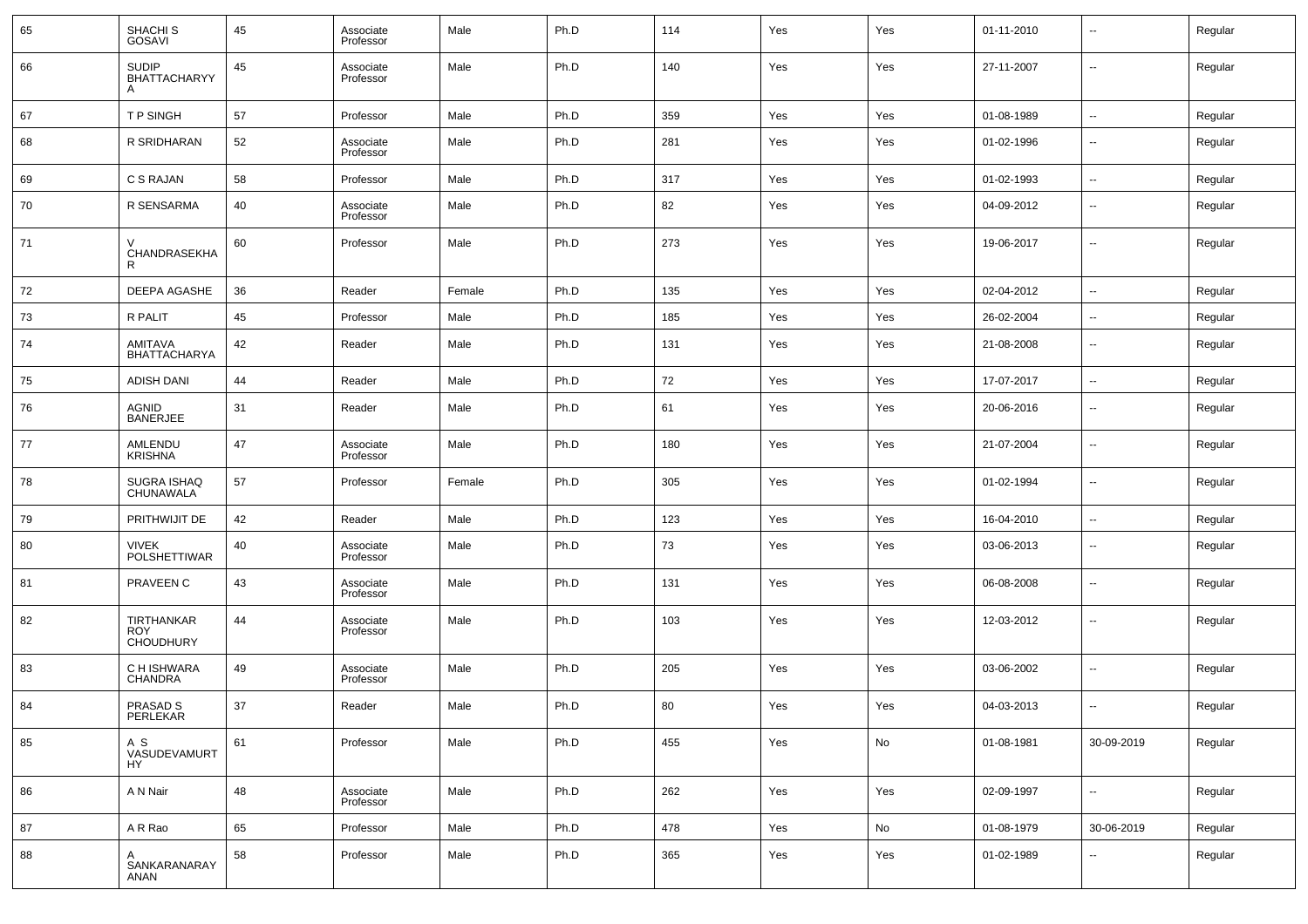| 65 | SHACHI S GOSAVI | 45 | Associate Professor | Male | Ph.D | 114 | Yes | Yes | 01-11-2010 | -- | Regular |
|---|---|---|---|---|---|---|---|---|---|---|---|
| 66 | SUDIP BHATTACHARYYA | 45 | Associate Professor | Male | Ph.D | 140 | Yes | Yes | 27-11-2007 | -- | Regular |
| 67 | T P SINGH | 57 | Professor | Male | Ph.D | 359 | Yes | Yes | 01-08-1989 | -- | Regular |
| 68 | R SRIDHARAN | 52 | Associate Professor | Male | Ph.D | 281 | Yes | Yes | 01-02-1996 | -- | Regular |
| 69 | C S RAJAN | 58 | Professor | Male | Ph.D | 317 | Yes | Yes | 01-02-1993 | -- | Regular |
| 70 | R SENSARMA | 40 | Associate Professor | Male | Ph.D | 82 | Yes | Yes | 04-09-2012 | -- | Regular |
| 71 | V CHANDRASEKHAR | 60 | Professor | Male | Ph.D | 273 | Yes | Yes | 19-06-2017 | -- | Regular |
| 72 | DEEPA AGASHE | 36 | Reader | Female | Ph.D | 135 | Yes | Yes | 02-04-2012 | -- | Regular |
| 73 | R PALIT | 45 | Professor | Male | Ph.D | 185 | Yes | Yes | 26-02-2004 | -- | Regular |
| 74 | AMITAVA BHATTACHARYA | 42 | Reader | Male | Ph.D | 131 | Yes | Yes | 21-08-2008 | -- | Regular |
| 75 | ADISH DANI | 44 | Reader | Male | Ph.D | 72 | Yes | Yes | 17-07-2017 | -- | Regular |
| 76 | AGNID BANERJEE | 31 | Reader | Male | Ph.D | 61 | Yes | Yes | 20-06-2016 | -- | Regular |
| 77 | AMLENDU KRISHNA | 47 | Associate Professor | Male | Ph.D | 180 | Yes | Yes | 21-07-2004 | -- | Regular |
| 78 | SUGRA ISHAQ CHUNAWALA | 57 | Professor | Female | Ph.D | 305 | Yes | Yes | 01-02-1994 | -- | Regular |
| 79 | PRITHWIJIT DE | 42 | Reader | Male | Ph.D | 123 | Yes | Yes | 16-04-2010 | -- | Regular |
| 80 | VIVEK POLSHETTIWAR | 40 | Associate Professor | Male | Ph.D | 73 | Yes | Yes | 03-06-2013 | -- | Regular |
| 81 | PRAVEEN C | 43 | Associate Professor | Male | Ph.D | 131 | Yes | Yes | 06-08-2008 | -- | Regular |
| 82 | TIRTHANKAR ROY CHOUDHURY | 44 | Associate Professor | Male | Ph.D | 103 | Yes | Yes | 12-03-2012 | -- | Regular |
| 83 | C H ISHWARA CHANDRA | 49 | Associate Professor | Male | Ph.D | 205 | Yes | Yes | 03-06-2002 | -- | Regular |
| 84 | PRASAD S PERLEKAR | 37 | Reader | Male | Ph.D | 80 | Yes | Yes | 04-03-2013 | -- | Regular |
| 85 | A S VASUDEVAMURTHY | 61 | Professor | Male | Ph.D | 455 | Yes | No | 01-08-1981 | 30-09-2019 | Regular |
| 86 | A N Nair | 48 | Associate Professor | Male | Ph.D | 262 | Yes | Yes | 02-09-1997 | -- | Regular |
| 87 | A R Rao | 65 | Professor | Male | Ph.D | 478 | Yes | No | 01-08-1979 | 30-06-2019 | Regular |
| 88 | A SANKARANARAYANAN | 58 | Professor | Male | Ph.D | 365 | Yes | Yes | 01-02-1989 | -- | Regular |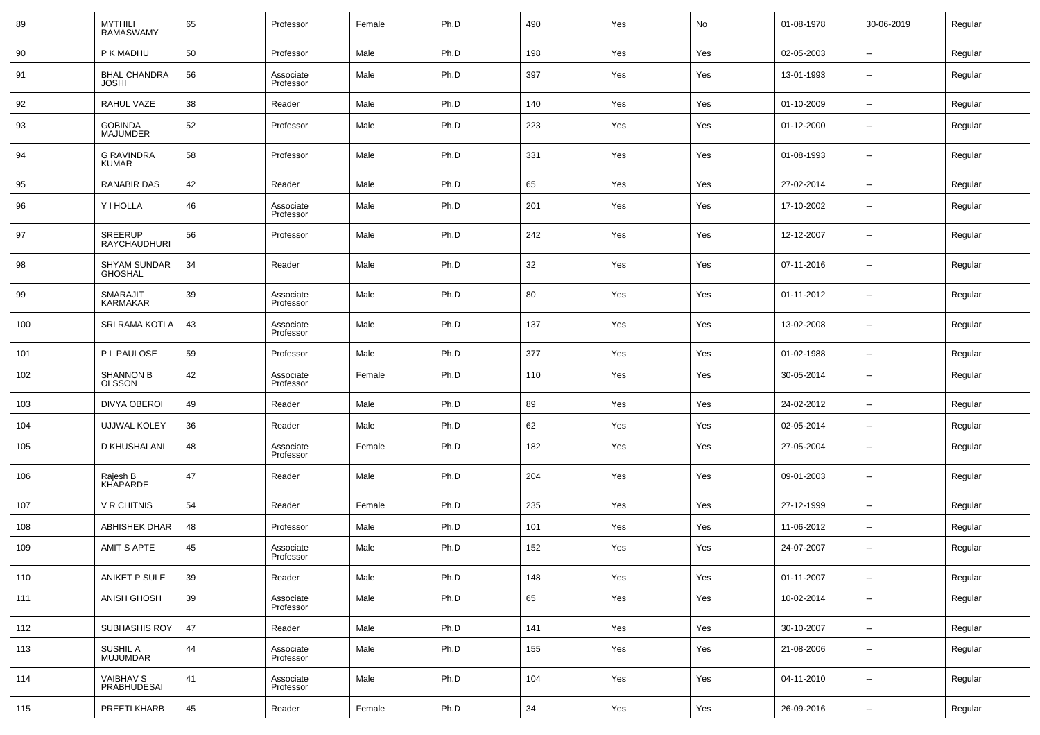| | | | | | | | | | | | |
|---|---|---|---|---|---|---|---|---|---|---|---|
| 89 | MYTHILI RAMASWAMY | 65 | Professor | Female | Ph.D | 490 | Yes | No | 01-08-1978 | 30-06-2019 | Regular |
| 90 | P K MADHU | 50 | Professor | Male | Ph.D | 198 | Yes | Yes | 02-05-2003 | -- | Regular |
| 91 | BHAL CHANDRA JOSHI | 56 | Associate Professor | Male | Ph.D | 397 | Yes | Yes | 13-01-1993 | -- | Regular |
| 92 | RAHUL VAZE | 38 | Reader | Male | Ph.D | 140 | Yes | Yes | 01-10-2009 | -- | Regular |
| 93 | GOBINDA MAJUMDER | 52 | Professor | Male | Ph.D | 223 | Yes | Yes | 01-12-2000 | -- | Regular |
| 94 | G RAVINDRA KUMAR | 58 | Professor | Male | Ph.D | 331 | Yes | Yes | 01-08-1993 | -- | Regular |
| 95 | RANABIR DAS | 42 | Reader | Male | Ph.D | 65 | Yes | Yes | 27-02-2014 | -- | Regular |
| 96 | Y I HOLLA | 46 | Associate Professor | Male | Ph.D | 201 | Yes | Yes | 17-10-2002 | -- | Regular |
| 97 | SREERUP RAYCHAUDHURI | 56 | Professor | Male | Ph.D | 242 | Yes | Yes | 12-12-2007 | -- | Regular |
| 98 | SHYAM SUNDAR GHOSHAL | 34 | Reader | Male | Ph.D | 32 | Yes | Yes | 07-11-2016 | -- | Regular |
| 99 | SMARAJIT KARMAKAR | 39 | Associate Professor | Male | Ph.D | 80 | Yes | Yes | 01-11-2012 | -- | Regular |
| 100 | SRI RAMA KOTI A | 43 | Associate Professor | Male | Ph.D | 137 | Yes | Yes | 13-02-2008 | -- | Regular |
| 101 | P L PAULOSE | 59 | Professor | Male | Ph.D | 377 | Yes | Yes | 01-02-1988 | -- | Regular |
| 102 | SHANNON B OLSSON | 42 | Associate Professor | Female | Ph.D | 110 | Yes | Yes | 30-05-2014 | -- | Regular |
| 103 | DIVYA OBEROI | 49 | Reader | Male | Ph.D | 89 | Yes | Yes | 24-02-2012 | -- | Regular |
| 104 | UJJWAL KOLEY | 36 | Reader | Male | Ph.D | 62 | Yes | Yes | 02-05-2014 | -- | Regular |
| 105 | D KHUSHALANI | 48 | Associate Professor | Female | Ph.D | 182 | Yes | Yes | 27-05-2004 | -- | Regular |
| 106 | Rajesh B KHAPARDE | 47 | Reader | Male | Ph.D | 204 | Yes | Yes | 09-01-2003 | -- | Regular |
| 107 | V R CHITNIS | 54 | Reader | Female | Ph.D | 235 | Yes | Yes | 27-12-1999 | -- | Regular |
| 108 | ABHISHEK DHAR | 48 | Professor | Male | Ph.D | 101 | Yes | Yes | 11-06-2012 | -- | Regular |
| 109 | AMIT S APTE | 45 | Associate Professor | Male | Ph.D | 152 | Yes | Yes | 24-07-2007 | -- | Regular |
| 110 | ANIKET P SULE | 39 | Reader | Male | Ph.D | 148 | Yes | Yes | 01-11-2007 | -- | Regular |
| 111 | ANISH GHOSH | 39 | Associate Professor | Male | Ph.D | 65 | Yes | Yes | 10-02-2014 | -- | Regular |
| 112 | SUBHASHIS ROY | 47 | Reader | Male | Ph.D | 141 | Yes | Yes | 30-10-2007 | -- | Regular |
| 113 | SUSHIL A MUJUMDAR | 44 | Associate Professor | Male | Ph.D | 155 | Yes | Yes | 21-08-2006 | -- | Regular |
| 114 | VAIBHAV S PRABHUDESAI | 41 | Associate Professor | Male | Ph.D | 104 | Yes | Yes | 04-11-2010 | -- | Regular |
| 115 | PREETI KHARB | 45 | Reader | Female | Ph.D | 34 | Yes | Yes | 26-09-2016 | -- | Regular |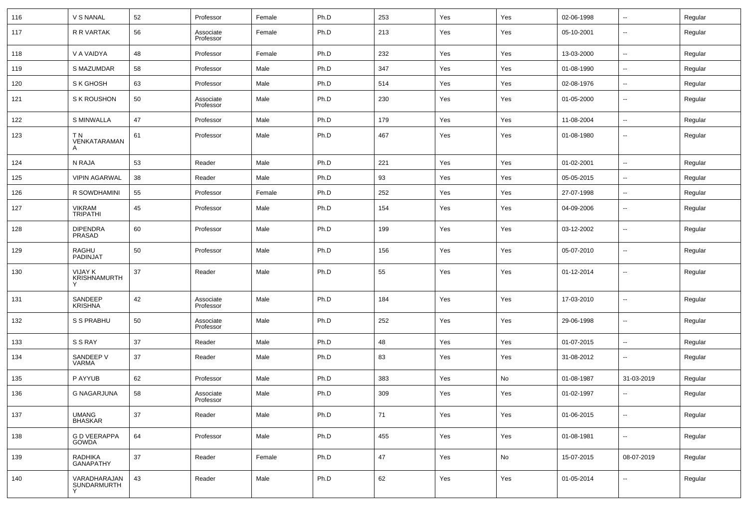| 116 | V S NANAL | 52 | Professor | Female | Ph.D | 253 | Yes | Yes | 02-06-1998 | -- | Regular |
|---|---|---|---|---|---|---|---|---|---|---|---|
| 117 | R R VARTAK | 56 | Associate Professor | Female | Ph.D | 213 | Yes | Yes | 05-10-2001 | -- | Regular |
| 118 | V A VAIDYA | 48 | Professor | Female | Ph.D | 232 | Yes | Yes | 13-03-2000 | -- | Regular |
| 119 | S MAZUMDAR | 58 | Professor | Male | Ph.D | 347 | Yes | Yes | 01-08-1990 | -- | Regular |
| 120 | S K GHOSH | 63 | Professor | Male | Ph.D | 514 | Yes | Yes | 02-08-1976 | -- | Regular |
| 121 | S K ROUSHON | 50 | Associate Professor | Male | Ph.D | 230 | Yes | Yes | 01-05-2000 | -- | Regular |
| 122 | S MINWALLA | 47 | Professor | Male | Ph.D | 179 | Yes | Yes | 11-08-2004 | -- | Regular |
| 123 | T N VENKATARAMANA | 61 | Professor | Male | Ph.D | 467 | Yes | Yes | 01-08-1980 | -- | Regular |
| 124 | N RAJA | 53 | Reader | Male | Ph.D | 221 | Yes | Yes | 01-02-2001 | -- | Regular |
| 125 | VIPIN AGARWAL | 38 | Reader | Male | Ph.D | 93 | Yes | Yes | 05-05-2015 | -- | Regular |
| 126 | R SOWDHAMINI | 55 | Professor | Female | Ph.D | 252 | Yes | Yes | 27-07-1998 | -- | Regular |
| 127 | VIKRAM TRIPATHI | 45 | Professor | Male | Ph.D | 154 | Yes | Yes | 04-09-2006 | -- | Regular |
| 128 | DIPENDRA PRASAD | 60 | Professor | Male | Ph.D | 199 | Yes | Yes | 03-12-2002 | -- | Regular |
| 129 | RAGHU PADINJAT | 50 | Professor | Male | Ph.D | 156 | Yes | Yes | 05-07-2010 | -- | Regular |
| 130 | VIJAY K KRISHNAMURTHY | 37 | Reader | Male | Ph.D | 55 | Yes | Yes | 01-12-2014 | -- | Regular |
| 131 | SANDEEP KRISHNA | 42 | Associate Professor | Male | Ph.D | 184 | Yes | Yes | 17-03-2010 | -- | Regular |
| 132 | S S PRABHU | 50 | Associate Professor | Male | Ph.D | 252 | Yes | Yes | 29-06-1998 | -- | Regular |
| 133 | S S RAY | 37 | Reader | Male | Ph.D | 48 | Yes | Yes | 01-07-2015 | -- | Regular |
| 134 | SANDEEP V VARMA | 37 | Reader | Male | Ph.D | 83 | Yes | Yes | 31-08-2012 | -- | Regular |
| 135 | P AYYUB | 62 | Professor | Male | Ph.D | 383 | Yes | No | 01-08-1987 | 31-03-2019 | Regular |
| 136 | G NAGARJUNA | 58 | Associate Professor | Male | Ph.D | 309 | Yes | Yes | 01-02-1997 | -- | Regular |
| 137 | UMANG BHASKAR | 37 | Reader | Male | Ph.D | 71 | Yes | Yes | 01-06-2015 | -- | Regular |
| 138 | G D VEERAPPA GOWDA | 64 | Professor | Male | Ph.D | 455 | Yes | Yes | 01-08-1981 | -- | Regular |
| 139 | RADHIKA GANAPATHY | 37 | Reader | Female | Ph.D | 47 | Yes | No | 15-07-2015 | 08-07-2019 | Regular |
| 140 | VARADHARAJAN SUNDARMURTHY | 43 | Reader | Male | Ph.D | 62 | Yes | Yes | 01-05-2014 | -- | Regular |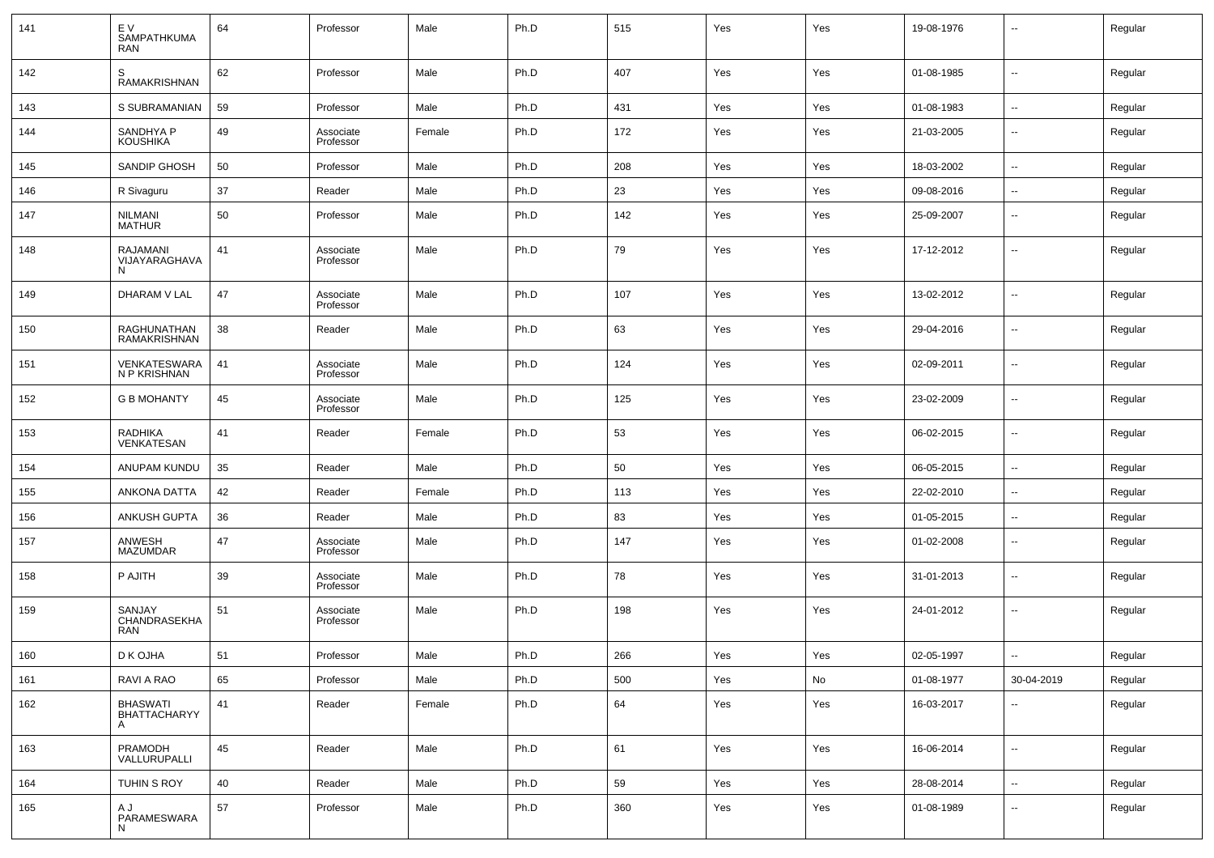| 141 | E V SAMPATHKUMARAN | 64 | Professor | Male | Ph.D | 515 | Yes | Yes | 19-08-1976 | -- | Regular |
|---|---|---|---|---|---|---|---|---|---|---|---|
| 142 | S RAMAKRISHNAN | 62 | Professor | Male | Ph.D | 407 | Yes | Yes | 01-08-1985 | -- | Regular |
| 143 | S SUBRAMANIAN | 59 | Professor | Male | Ph.D | 431 | Yes | Yes | 01-08-1983 | -- | Regular |
| 144 | SANDHYA P KOUSHIKA | 49 | Associate Professor | Female | Ph.D | 172 | Yes | Yes | 21-03-2005 | -- | Regular |
| 145 | SANDIP GHOSH | 50 | Professor | Male | Ph.D | 208 | Yes | Yes | 18-03-2002 | -- | Regular |
| 146 | R Sivaguru | 37 | Reader | Male | Ph.D | 23 | Yes | Yes | 09-08-2016 | -- | Regular |
| 147 | NILMANI MATHUR | 50 | Professor | Male | Ph.D | 142 | Yes | Yes | 25-09-2007 | -- | Regular |
| 148 | RAJAMANI VIJAYARAGHAVAN | 41 | Associate Professor | Male | Ph.D | 79 | Yes | Yes | 17-12-2012 | -- | Regular |
| 149 | DHARAM V LAL | 47 | Associate Professor | Male | Ph.D | 107 | Yes | Yes | 13-02-2012 | -- | Regular |
| 150 | RAGHUNATHAN RAMAKRISHNAN | 38 | Reader | Male | Ph.D | 63 | Yes | Yes | 29-04-2016 | -- | Regular |
| 151 | VENKATESWARAN P KRISHNAN | 41 | Associate Professor | Male | Ph.D | 124 | Yes | Yes | 02-09-2011 | -- | Regular |
| 152 | G B MOHANTY | 45 | Associate Professor | Male | Ph.D | 125 | Yes | Yes | 23-02-2009 | -- | Regular |
| 153 | RADHIKA VENKATESAN | 41 | Reader | Female | Ph.D | 53 | Yes | Yes | 06-02-2015 | -- | Regular |
| 154 | ANUPAM KUNDU | 35 | Reader | Male | Ph.D | 50 | Yes | Yes | 06-05-2015 | -- | Regular |
| 155 | ANKONA DATTA | 42 | Reader | Female | Ph.D | 113 | Yes | Yes | 22-02-2010 | -- | Regular |
| 156 | ANKUSH GUPTA | 36 | Reader | Male | Ph.D | 83 | Yes | Yes | 01-05-2015 | -- | Regular |
| 157 | ANWESH MAZUMDAR | 47 | Associate Professor | Male | Ph.D | 147 | Yes | Yes | 01-02-2008 | -- | Regular |
| 158 | P AJITH | 39 | Associate Professor | Male | Ph.D | 78 | Yes | Yes | 31-01-2013 | -- | Regular |
| 159 | SANJAY CHANDRASEKHARAN | 51 | Associate Professor | Male | Ph.D | 198 | Yes | Yes | 24-01-2012 | -- | Regular |
| 160 | D K OJHA | 51 | Professor | Male | Ph.D | 266 | Yes | Yes | 02-05-1997 | -- | Regular |
| 161 | RAVI A RAO | 65 | Professor | Male | Ph.D | 500 | Yes | No | 01-08-1977 | 30-04-2019 | Regular |
| 162 | BHASWATI BHATTACHARYYA | 41 | Reader | Female | Ph.D | 64 | Yes | Yes | 16-03-2017 | -- | Regular |
| 163 | PRAMODH VALLURUPALLI | 45 | Reader | Male | Ph.D | 61 | Yes | Yes | 16-06-2014 | -- | Regular |
| 164 | TUHIN S ROY | 40 | Reader | Male | Ph.D | 59 | Yes | Yes | 28-08-2014 | -- | Regular |
| 165 | A J PARAMESWARAN | 57 | Professor | Male | Ph.D | 360 | Yes | Yes | 01-08-1989 | -- | Regular |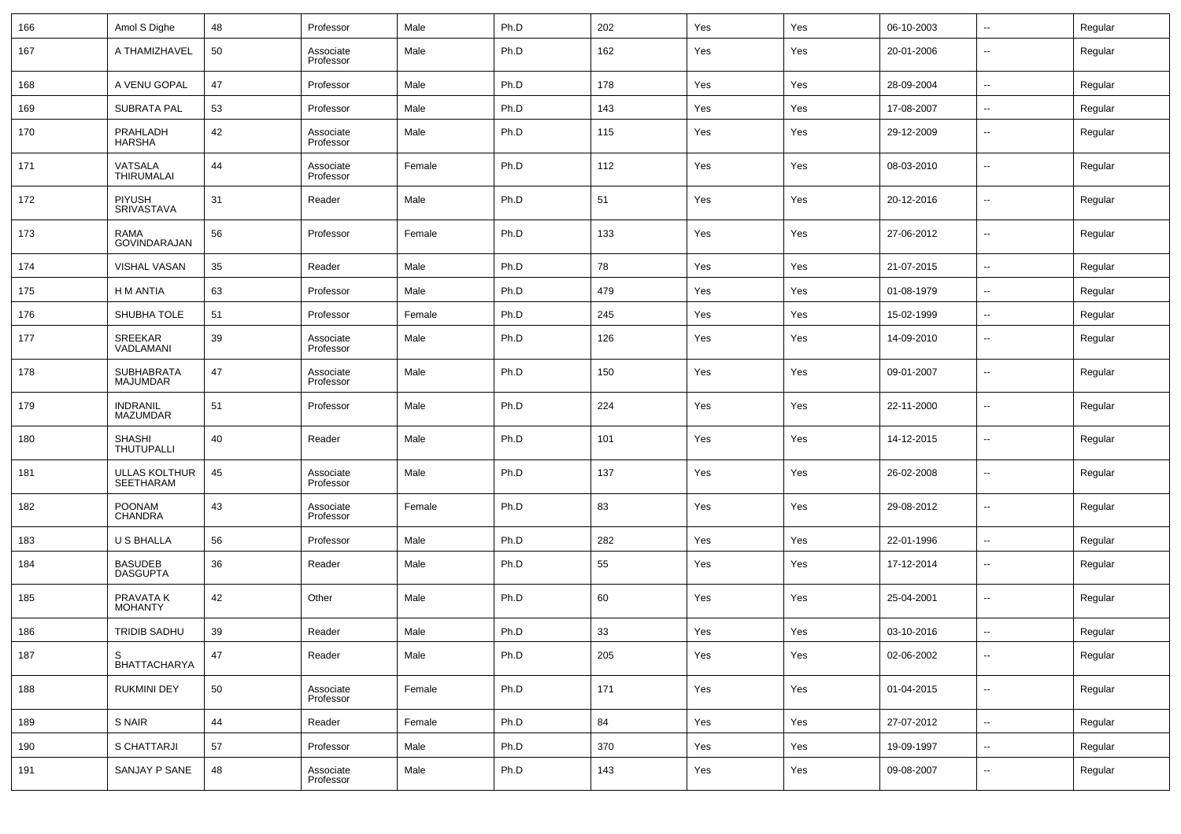| 166 | Amol S Dighe | 48 | Professor | Male | Ph.D | 202 | Yes | Yes | 06-10-2003 | -- | Regular |
|---|---|---|---|---|---|---|---|---|---|---|---|
| 167 | A THAMIZHAVEL | 50 | Associate Professor | Male | Ph.D | 162 | Yes | Yes | 20-01-2006 | -- | Regular |
| 168 | A VENU GOPAL | 47 | Professor | Male | Ph.D | 178 | Yes | Yes | 28-09-2004 | -- | Regular |
| 169 | SUBRATA PAL | 53 | Professor | Male | Ph.D | 143 | Yes | Yes | 17-08-2007 | -- | Regular |
| 170 | PRAHLADH HARSHA | 42 | Associate Professor | Male | Ph.D | 115 | Yes | Yes | 29-12-2009 | -- | Regular |
| 171 | VATSALA THIRUMALAI | 44 | Associate Professor | Female | Ph.D | 112 | Yes | Yes | 08-03-2010 | -- | Regular |
| 172 | PIYUSH SRIVASTAVA | 31 | Reader | Male | Ph.D | 51 | Yes | Yes | 20-12-2016 | -- | Regular |
| 173 | RAMA GOVINDARAJAN | 56 | Professor | Female | Ph.D | 133 | Yes | Yes | 27-06-2012 | -- | Regular |
| 174 | VISHAL VASAN | 35 | Reader | Male | Ph.D | 78 | Yes | Yes | 21-07-2015 | -- | Regular |
| 175 | H M ANTIA | 63 | Professor | Male | Ph.D | 479 | Yes | Yes | 01-08-1979 | -- | Regular |
| 176 | SHUBHA TOLE | 51 | Professor | Female | Ph.D | 245 | Yes | Yes | 15-02-1999 | -- | Regular |
| 177 | SREEKAR VADLAMANI | 39 | Associate Professor | Male | Ph.D | 126 | Yes | Yes | 14-09-2010 | -- | Regular |
| 178 | SUBHABRATA MAJUMDAR | 47 | Associate Professor | Male | Ph.D | 150 | Yes | Yes | 09-01-2007 | -- | Regular |
| 179 | INDRANIL MAZUMDAR | 51 | Professor | Male | Ph.D | 224 | Yes | Yes | 22-11-2000 | -- | Regular |
| 180 | SHASHI THUTUPALLI | 40 | Reader | Male | Ph.D | 101 | Yes | Yes | 14-12-2015 | -- | Regular |
| 181 | ULLAS KOLTHUR SEETHARAM | 45 | Associate Professor | Male | Ph.D | 137 | Yes | Yes | 26-02-2008 | -- | Regular |
| 182 | POONAM CHANDRA | 43 | Associate Professor | Female | Ph.D | 83 | Yes | Yes | 29-08-2012 | -- | Regular |
| 183 | U S BHALLA | 56 | Professor | Male | Ph.D | 282 | Yes | Yes | 22-01-1996 | -- | Regular |
| 184 | BASUDEB DASGUPTA | 36 | Reader | Male | Ph.D | 55 | Yes | Yes | 17-12-2014 | -- | Regular |
| 185 | PRAVATA K MOHANTY | 42 | Other | Male | Ph.D | 60 | Yes | Yes | 25-04-2001 | -- | Regular |
| 186 | TRIDIB SADHU | 39 | Reader | Male | Ph.D | 33 | Yes | Yes | 03-10-2016 | -- | Regular |
| 187 | S BHATTACHARYA | 47 | Reader | Male | Ph.D | 205 | Yes | Yes | 02-06-2002 | -- | Regular |
| 188 | RUKMINI DEY | 50 | Associate Professor | Female | Ph.D | 171 | Yes | Yes | 01-04-2015 | -- | Regular |
| 189 | S NAIR | 44 | Reader | Female | Ph.D | 84 | Yes | Yes | 27-07-2012 | -- | Regular |
| 190 | S CHATTARJI | 57 | Professor | Male | Ph.D | 370 | Yes | Yes | 19-09-1997 | -- | Regular |
| 191 | SANJAY P SANE | 48 | Associate Professor | Male | Ph.D | 143 | Yes | Yes | 09-08-2007 | -- | Regular |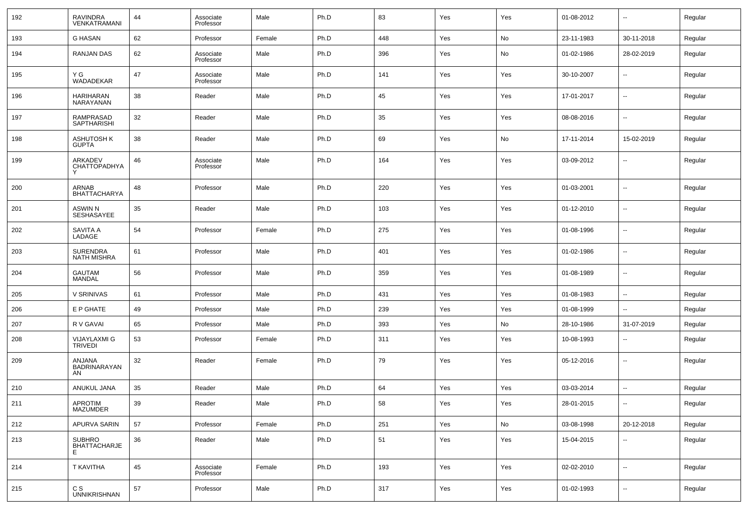| 192 | RAVINDRA VENKATRAMANI | 44 | Associate Professor | Male | Ph.D | 83 | Yes | Yes | 01-08-2012 | -- | Regular |
|---|---|---|---|---|---|---|---|---|---|---|---|
| 193 | G HASAN | 62 | Professor | Female | Ph.D | 448 | Yes | No | 23-11-1983 | 30-11-2018 | Regular |
| 194 | RANJAN DAS | 62 | Associate Professor | Male | Ph.D | 396 | Yes | No | 01-02-1986 | 28-02-2019 | Regular |
| 195 | Y G WADADEKAR | 47 | Associate Professor | Male | Ph.D | 141 | Yes | Yes | 30-10-2007 | -- | Regular |
| 196 | HARIHARAN NARAYANAN | 38 | Reader | Male | Ph.D | 45 | Yes | Yes | 17-01-2017 | -- | Regular |
| 197 | RAMPRASAD SAPTHARISHI | 32 | Reader | Male | Ph.D | 35 | Yes | Yes | 08-08-2016 | -- | Regular |
| 198 | ASHUTOSH K GUPTA | 38 | Reader | Male | Ph.D | 69 | Yes | No | 17-11-2014 | 15-02-2019 | Regular |
| 199 | ARKADEV CHATTOPADHYAY | 46 | Associate Professor | Male | Ph.D | 164 | Yes | Yes | 03-09-2012 | -- | Regular |
| 200 | ARNAB BHATTACHARYA | 48 | Professor | Male | Ph.D | 220 | Yes | Yes | 01-03-2001 | -- | Regular |
| 201 | ASWIN N SESHASAYEE | 35 | Reader | Male | Ph.D | 103 | Yes | Yes | 01-12-2010 | -- | Regular |
| 202 | SAVITA A LADAGE | 54 | Professor | Female | Ph.D | 275 | Yes | Yes | 01-08-1996 | -- | Regular |
| 203 | SURENDRA NATH MISHRA | 61 | Professor | Male | Ph.D | 401 | Yes | Yes | 01-02-1986 | -- | Regular |
| 204 | GAUTAM MANDAL | 56 | Professor | Male | Ph.D | 359 | Yes | Yes | 01-08-1989 | -- | Regular |
| 205 | V SRINIVAS | 61 | Professor | Male | Ph.D | 431 | Yes | Yes | 01-08-1983 | -- | Regular |
| 206 | E P GHATE | 49 | Professor | Male | Ph.D | 239 | Yes | Yes | 01-08-1999 | -- | Regular |
| 207 | R V GAVAI | 65 | Professor | Male | Ph.D | 393 | Yes | No | 28-10-1986 | 31-07-2019 | Regular |
| 208 | VIJAYLAXMI G TRIVEDI | 53 | Professor | Female | Ph.D | 311 | Yes | Yes | 10-08-1993 | -- | Regular |
| 209 | ANJANA BADRINARAYANAN | 32 | Reader | Female | Ph.D | 79 | Yes | Yes | 05-12-2016 | -- | Regular |
| 210 | ANUKUL JANA | 35 | Reader | Male | Ph.D | 64 | Yes | Yes | 03-03-2014 | -- | Regular |
| 211 | APROTIM MAZUMDER | 39 | Reader | Male | Ph.D | 58 | Yes | Yes | 28-01-2015 | -- | Regular |
| 212 | APURVA SARIN | 57 | Professor | Female | Ph.D | 251 | Yes | No | 03-08-1998 | 20-12-2018 | Regular |
| 213 | SUBHRO BHATTACHARJEE | 36 | Reader | Male | Ph.D | 51 | Yes | Yes | 15-04-2015 | -- | Regular |
| 214 | T KAVITHA | 45 | Associate Professor | Female | Ph.D | 193 | Yes | Yes | 02-02-2010 | -- | Regular |
| 215 | C S UNNIKRISHNAN | 57 | Professor | Male | Ph.D | 317 | Yes | Yes | 01-02-1993 | -- | Regular |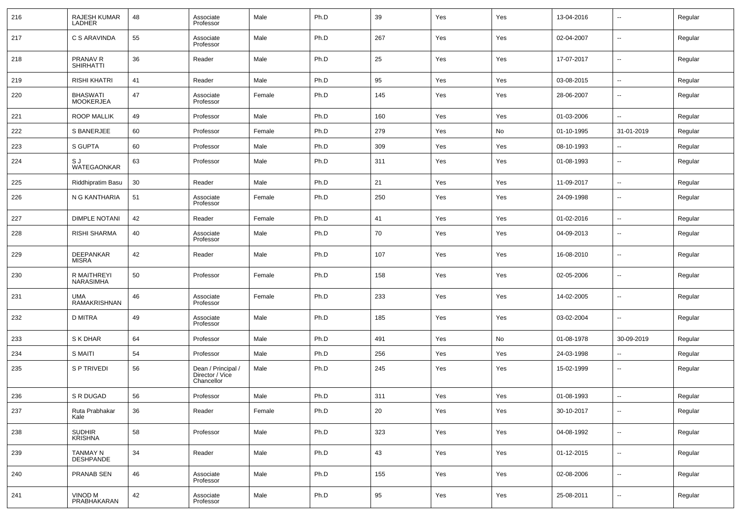| 216 | RAJESH KUMAR LADHER | 48 | Associate Professor | Male | Ph.D | 39 | Yes | Yes | 13-04-2016 | -- | Regular |
|---|---|---|---|---|---|---|---|---|---|---|---|
| 217 | C S ARAVINDA | 55 | Associate Professor | Male | Ph.D | 267 | Yes | Yes | 02-04-2007 | -- | Regular |
| 218 | PRANAV R SHIRHATTI | 36 | Reader | Male | Ph.D | 25 | Yes | Yes | 17-07-2017 | -- | Regular |
| 219 | RISHI KHATRI | 41 | Reader | Male | Ph.D | 95 | Yes | Yes | 03-08-2015 | -- | Regular |
| 220 | BHASWATI MOOKERJEA | 47 | Associate Professor | Female | Ph.D | 145 | Yes | Yes | 28-06-2007 | -- | Regular |
| 221 | ROOP MALLIK | 49 | Professor | Male | Ph.D | 160 | Yes | Yes | 01-03-2006 | -- | Regular |
| 222 | S BANERJEE | 60 | Professor | Female | Ph.D | 279 | Yes | No | 01-10-1995 | 31-01-2019 | Regular |
| 223 | S GUPTA | 60 | Professor | Male | Ph.D | 309 | Yes | Yes | 08-10-1993 | -- | Regular |
| 224 | S J WATEGAONKAR | 63 | Professor | Male | Ph.D | 311 | Yes | Yes | 01-08-1993 | -- | Regular |
| 225 | Riddhipratim Basu | 30 | Reader | Male | Ph.D | 21 | Yes | Yes | 11-09-2017 | -- | Regular |
| 226 | N G KANTHARIA | 51 | Associate Professor | Female | Ph.D | 250 | Yes | Yes | 24-09-1998 | -- | Regular |
| 227 | DIMPLE NOTANI | 42 | Reader | Female | Ph.D | 41 | Yes | Yes | 01-02-2016 | -- | Regular |
| 228 | RISHI SHARMA | 40 | Associate Professor | Male | Ph.D | 70 | Yes | Yes | 04-09-2013 | -- | Regular |
| 229 | DEEPANKAR MISRA | 42 | Reader | Male | Ph.D | 107 | Yes | Yes | 16-08-2010 | -- | Regular |
| 230 | R MAITHREYI NARASIMHA | 50 | Professor | Female | Ph.D | 158 | Yes | Yes | 02-05-2006 | -- | Regular |
| 231 | UMA RAMAKRISHNAN | 46 | Associate Professor | Female | Ph.D | 233 | Yes | Yes | 14-02-2005 | -- | Regular |
| 232 | D MITRA | 49 | Associate Professor | Male | Ph.D | 185 | Yes | Yes | 03-02-2004 | -- | Regular |
| 233 | S K DHAR | 64 | Professor | Male | Ph.D | 491 | Yes | No | 01-08-1978 | 30-09-2019 | Regular |
| 234 | S MAITI | 54 | Professor | Male | Ph.D | 256 | Yes | Yes | 24-03-1998 | -- | Regular |
| 235 | S P TRIVEDI | 56 | Dean / Principal / Director / Vice Chancellor | Male | Ph.D | 245 | Yes | Yes | 15-02-1999 | -- | Regular |
| 236 | S R DUGAD | 56 | Professor | Male | Ph.D | 311 | Yes | Yes | 01-08-1993 | -- | Regular |
| 237 | Ruta Prabhakar Kale | 36 | Reader | Female | Ph.D | 20 | Yes | Yes | 30-10-2017 | -- | Regular |
| 238 | SUDHIR KRISHNA | 58 | Professor | Male | Ph.D | 323 | Yes | Yes | 04-08-1992 | -- | Regular |
| 239 | TANMAY N DESHPANDE | 34 | Reader | Male | Ph.D | 43 | Yes | Yes | 01-12-2015 | -- | Regular |
| 240 | PRANAB SEN | 46 | Associate Professor | Male | Ph.D | 155 | Yes | Yes | 02-08-2006 | -- | Regular |
| 241 | VINOD M PRABHAKARAN | 42 | Associate Professor | Male | Ph.D | 95 | Yes | Yes | 25-08-2011 | -- | Regular |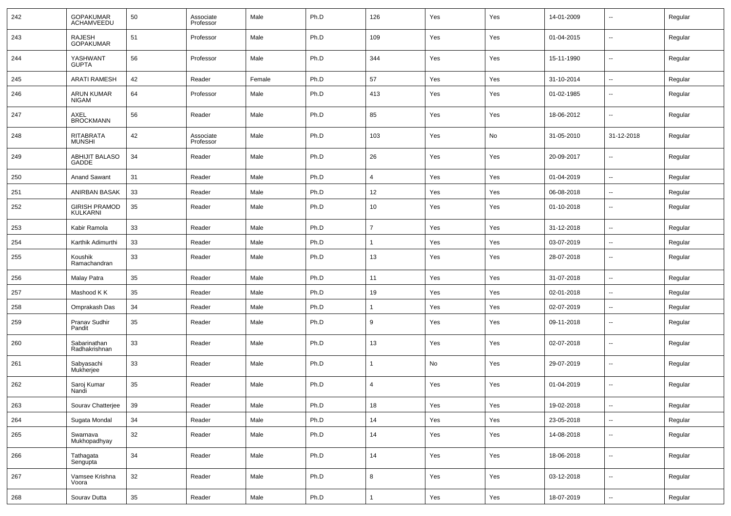| | | | | | | | | | | | |
|---|---|---|---|---|---|---|---|---|---|---|---|
| 242 | GOPAKUMAR ACHAMVEEDU | 50 | Associate Professor | Male | Ph.D | 126 | Yes | Yes | 14-01-2009 | -- | Regular |
| 243 | RAJESH GOPAKUMAR | 51 | Professor | Male | Ph.D | 109 | Yes | Yes | 01-04-2015 | -- | Regular |
| 244 | YASHWANT GUPTA | 56 | Professor | Male | Ph.D | 344 | Yes | Yes | 15-11-1990 | -- | Regular |
| 245 | ARATI RAMESH | 42 | Reader | Female | Ph.D | 57 | Yes | Yes | 31-10-2014 | -- | Regular |
| 246 | ARUN KUMAR NIGAM | 64 | Professor | Male | Ph.D | 413 | Yes | Yes | 01-02-1985 | -- | Regular |
| 247 | AXEL BROCKMANN | 56 | Reader | Male | Ph.D | 85 | Yes | Yes | 18-06-2012 | -- | Regular |
| 248 | RITABRATA MUNSHI | 42 | Associate Professor | Male | Ph.D | 103 | Yes | No | 31-05-2010 | 31-12-2018 | Regular |
| 249 | ABHIJIT BALASO GADDE | 34 | Reader | Male | Ph.D | 26 | Yes | Yes | 20-09-2017 | -- | Regular |
| 250 | Anand Sawant | 31 | Reader | Male | Ph.D | 4 | Yes | Yes | 01-04-2019 | -- | Regular |
| 251 | ANIRBAN BASAK | 33 | Reader | Male | Ph.D | 12 | Yes | Yes | 06-08-2018 | -- | Regular |
| 252 | GIRISH PRAMOD KULKARNI | 35 | Reader | Male | Ph.D | 10 | Yes | Yes | 01-10-2018 | -- | Regular |
| 253 | Kabir Ramola | 33 | Reader | Male | Ph.D | 7 | Yes | Yes | 31-12-2018 | -- | Regular |
| 254 | Karthik Adimurthi | 33 | Reader | Male | Ph.D | 1 | Yes | Yes | 03-07-2019 | -- | Regular |
| 255 | Koushik Ramachandran | 33 | Reader | Male | Ph.D | 13 | Yes | Yes | 28-07-2018 | -- | Regular |
| 256 | Malay Patra | 35 | Reader | Male | Ph.D | 11 | Yes | Yes | 31-07-2018 | -- | Regular |
| 257 | Mashood K K | 35 | Reader | Male | Ph.D | 19 | Yes | Yes | 02-01-2018 | -- | Regular |
| 258 | Omprakash Das | 34 | Reader | Male | Ph.D | 1 | Yes | Yes | 02-07-2019 | -- | Regular |
| 259 | Pranav Sudhir Pandit | 35 | Reader | Male | Ph.D | 9 | Yes | Yes | 09-11-2018 | -- | Regular |
| 260 | Sabarinathan Radhakrishnan | 33 | Reader | Male | Ph.D | 13 | Yes | Yes | 02-07-2018 | -- | Regular |
| 261 | Sabyasachi Mukherjee | 33 | Reader | Male | Ph.D | 1 | No | Yes | 29-07-2019 | -- | Regular |
| 262 | Saroj Kumar Nandi | 35 | Reader | Male | Ph.D | 4 | Yes | Yes | 01-04-2019 | -- | Regular |
| 263 | Sourav Chatterjee | 39 | Reader | Male | Ph.D | 18 | Yes | Yes | 19-02-2018 | -- | Regular |
| 264 | Sugata Mondal | 34 | Reader | Male | Ph.D | 14 | Yes | Yes | 23-05-2018 | -- | Regular |
| 265 | Swarnava Mukhopadhyay | 32 | Reader | Male | Ph.D | 14 | Yes | Yes | 14-08-2018 | -- | Regular |
| 266 | Tathagata Sengupta | 34 | Reader | Male | Ph.D | 14 | Yes | Yes | 18-06-2018 | -- | Regular |
| 267 | Vamsee Krishna Voora | 32 | Reader | Male | Ph.D | 8 | Yes | Yes | 03-12-2018 | -- | Regular |
| 268 | Sourav Dutta | 35 | Reader | Male | Ph.D | 1 | Yes | Yes | 18-07-2019 | -- | Regular |